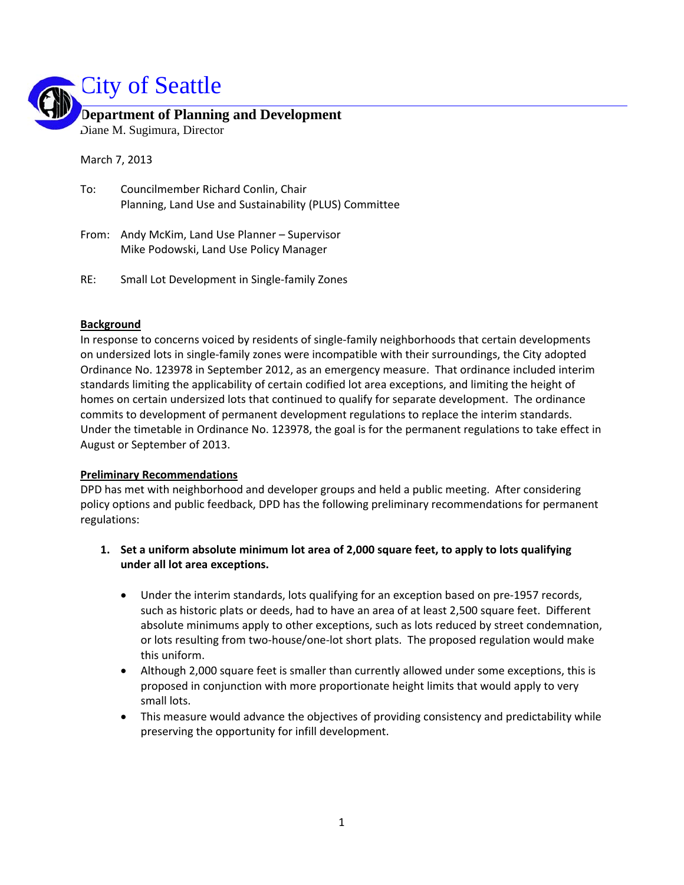# City of Seattle

## Department of Planning and Development

Diane M. Sugimura, Director

March 7, 2013

To: Councilmember Richard Conlin, Chair
Planning, Land Use and Sustainability (PLUS) Committee

From: Andy McKim, Land Use Planner – Supervisor
Mike Podowski, Land Use Policy Manager

RE: Small Lot Development in Single-family Zones

**Background**

In response to concerns voiced by residents of single-family neighborhoods that certain developments on undersized lots in single-family zones were incompatible with their surroundings, the City adopted Ordinance No. 123978 in September 2012, as an emergency measure. That ordinance included interim standards limiting the applicability of certain codified lot area exceptions, and limiting the height of homes on certain undersized lots that continued to qualify for separate development. The ordinance commits to development of permanent development regulations to replace the interim standards. Under the timetable in Ordinance No. 123978, the goal is for the permanent regulations to take effect in August or September of 2013.

**Preliminary Recommendations**

DPD has met with neighborhood and developer groups and held a public meeting. After considering policy options and public feedback, DPD has the following preliminary recommendations for permanent regulations:

1. **Set a uniform absolute minimum lot area of 2,000 square feet, to apply to lots qualifying under all lot area exceptions.**

    - Under the interim standards, lots qualifying for an exception based on pre-1957 records, such as historic plats or deeds, had to have an area of at least 2,500 square feet. Different absolute minimums apply to other exceptions, such as lots reduced by street condemnation, or lots resulting from two-house/one-lot short plats. The proposed regulation would make this uniform.
    - Although 2,000 square feet is smaller than currently allowed under some exceptions, this is proposed in conjunction with more proportionate height limits that would apply to very small lots.
    - This measure would advance the objectives of providing consistency and predictability while preserving the opportunity for infill development.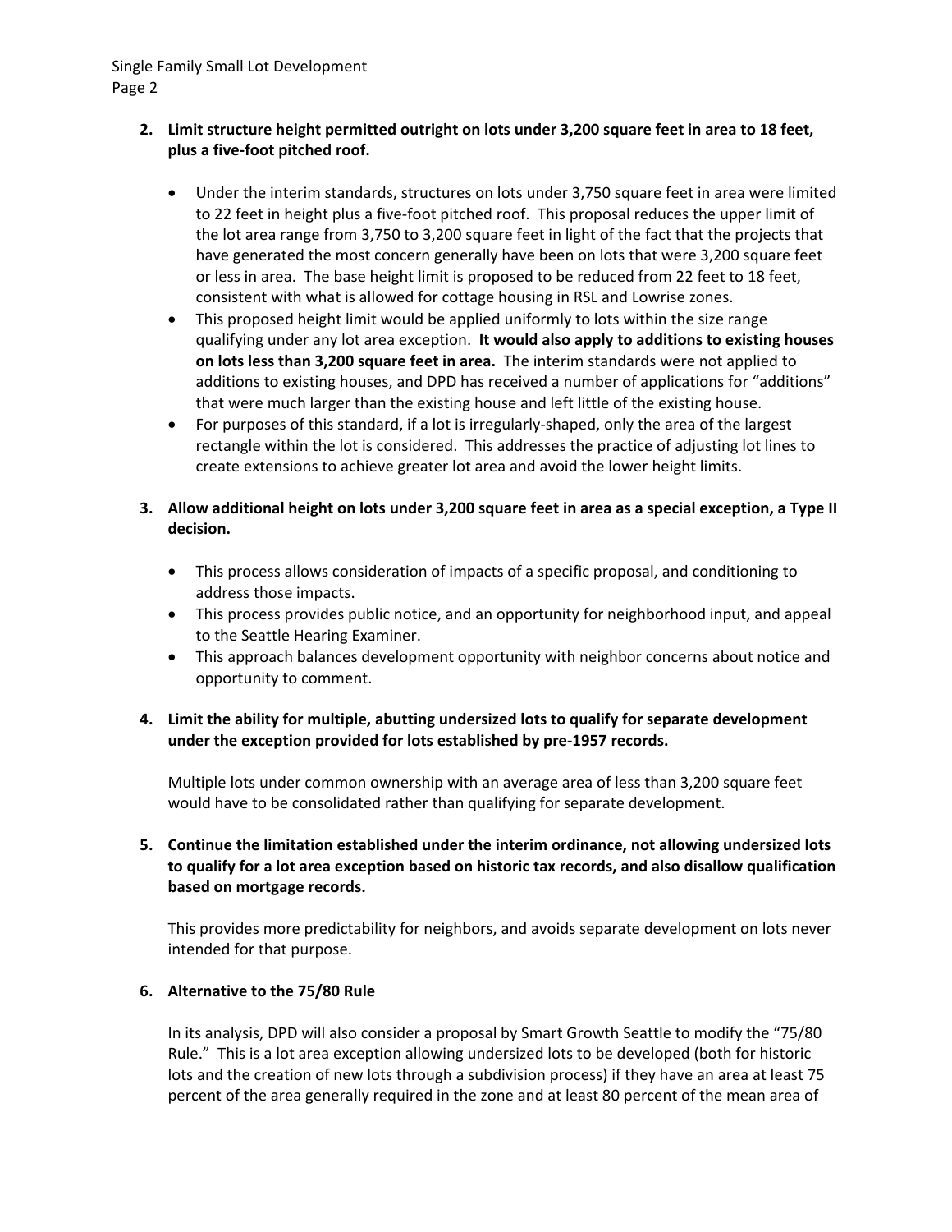2. **Limit structure height permitted outright on lots under 3,200 square feet in area to 18 feet, plus a five-foot pitched roof.**

   - Under the interim standards, structures on lots under 3,750 square feet in area were limited to 22 feet in height plus a five-foot pitched roof. This proposal reduces the upper limit of the lot area range from 3,750 to 3,200 square feet in light of the fact that the projects that have generated the most concern generally have been on lots that were 3,200 square feet or less in area. The base height limit is proposed to be reduced from 22 feet to 18 feet, consistent with what is allowed for cottage housing in RSL and Lowrise zones.
   - This proposed height limit would be applied uniformly to lots within the size range qualifying under any lot area exception. **It would also apply to additions to existing houses on lots less than 3,200 square feet in area.** The interim standards were not applied to additions to existing houses, and DPD has received a number of applications for "additions" that were much larger than the existing house and left little of the existing house.
   - For purposes of this standard, if a lot is irregularly-shaped, only the area of the largest rectangle within the lot is considered. This addresses the practice of adjusting lot lines to create extensions to achieve greater lot area and avoid the lower height limits.

3. **Allow additional height on lots under 3,200 square feet in area as a special exception, a Type II decision.**

   - This process allows consideration of impacts of a specific proposal, and conditioning to address those impacts.
   - This process provides public notice, and an opportunity for neighborhood input, and appeal to the Seattle Hearing Examiner.
   - This approach balances development opportunity with neighbor concerns about notice and opportunity to comment.

4. **Limit the ability for multiple, abutting undersized lots to qualify for separate development under the exception provided for lots established by pre-1957 records.**

   Multiple lots under common ownership with an average area of less than 3,200 square feet would have to be consolidated rather than qualifying for separate development.

5. **Continue the limitation established under the interim ordinance, not allowing undersized lots to qualify for a lot area exception based on historic tax records, and also disallow qualification based on mortgage records.**

   This provides more predictability for neighbors, and avoids separate development on lots never intended for that purpose.

6. **Alternative to the 75/80 Rule**

   In its analysis, DPD will also consider a proposal by Smart Growth Seattle to modify the "75/80 Rule." This is a lot area exception allowing undersized lots to be developed (both for historic lots and the creation of new lots through a subdivision process) if they have an area at least 75 percent of the area generally required in the zone and at least 80 percent of the mean area of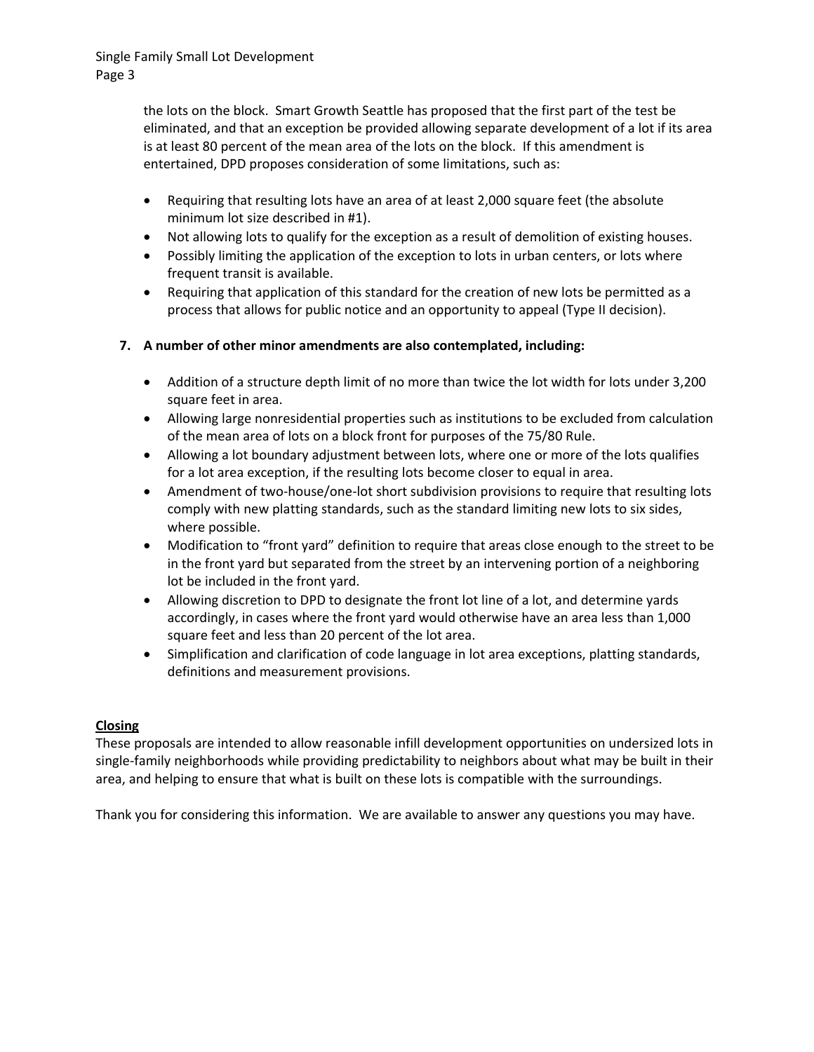the lots on the block. Smart Growth Seattle has proposed that the first part of the test be eliminated, and that an exception be provided allowing separate development of a lot if its area is at least 80 percent of the mean area of the lots on the block. If this amendment is entertained, DPD proposes consideration of some limitations, such as:

- Requiring that resulting lots have an area of at least 2,000 square feet (the absolute minimum lot size described in #1).
- Not allowing lots to qualify for the exception as a result of demolition of existing houses.
- Possibly limiting the application of the exception to lots in urban centers, or lots where frequent transit is available.
- Requiring that application of this standard for the creation of new lots be permitted as a process that allows for public notice and an opportunity to appeal (Type II decision).

**7. A number of other minor amendments are also contemplated, including:**

- Addition of a structure depth limit of no more than twice the lot width for lots under 3,200 square feet in area.
- Allowing large nonresidential properties such as institutions to be excluded from calculation of the mean area of lots on a block front for purposes of the 75/80 Rule.
- Allowing a lot boundary adjustment between lots, where one or more of the lots qualifies for a lot area exception, if the resulting lots become closer to equal in area.
- Amendment of two-house/one-lot short subdivision provisions to require that resulting lots comply with new platting standards, such as the standard limiting new lots to six sides, where possible.
- Modification to "front yard" definition to require that areas close enough to the street to be in the front yard but separated from the street by an intervening portion of a neighboring lot be included in the front yard.
- Allowing discretion to DPD to designate the front lot line of a lot, and determine yards accordingly, in cases where the front yard would otherwise have an area less than 1,000 square feet and less than 20 percent of the lot area.
- Simplification and clarification of code language in lot area exceptions, platting standards, definitions and measurement provisions.

## Closing

These proposals are intended to allow reasonable infill development opportunities on undersized lots in single-family neighborhoods while providing predictability to neighbors about what may be built in their area, and helping to ensure that what is built on these lots is compatible with the surroundings.

Thank you for considering this information. We are available to answer any questions you may have.